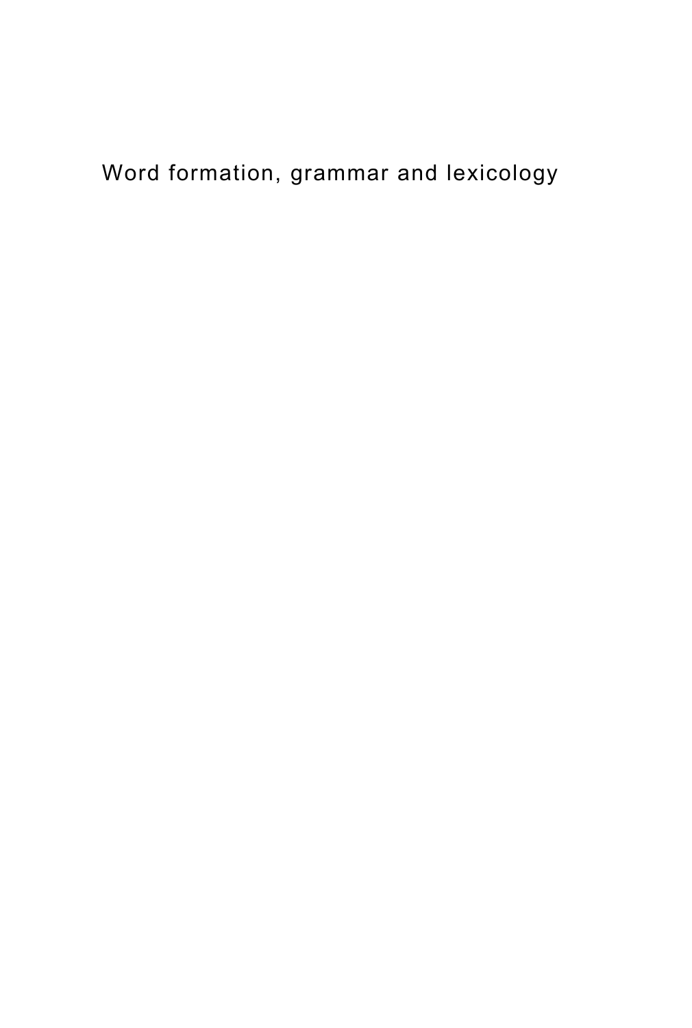# Word formation, grammar and lexicology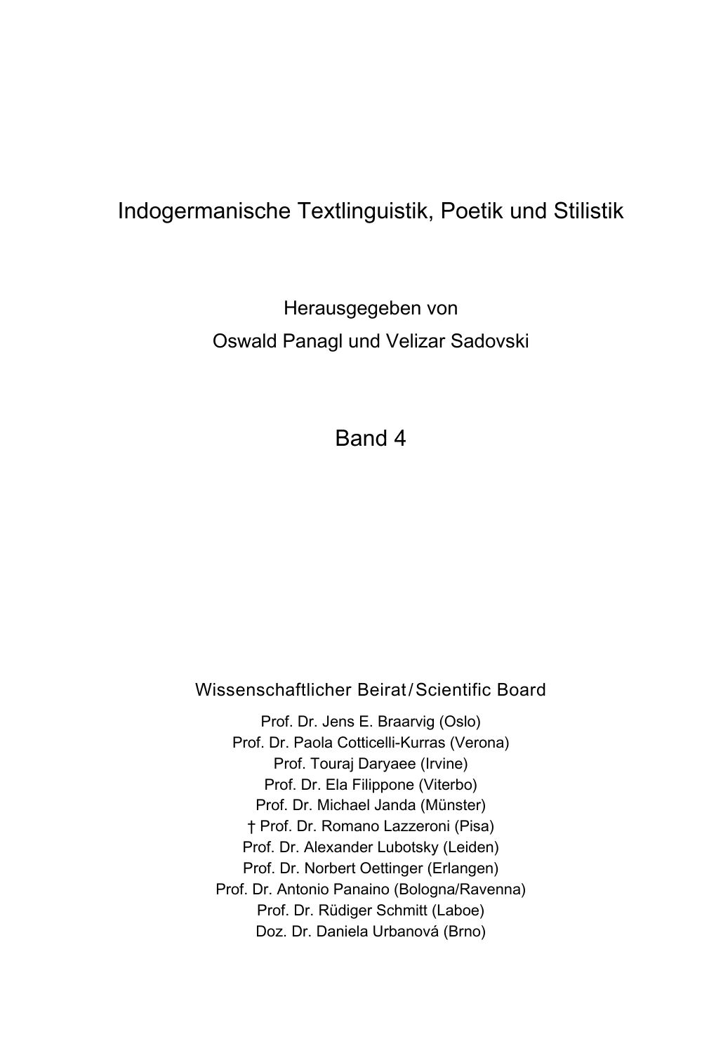# Indogermanische Textlinguistik, Poetik und Stilistik

Herausgegeben von
Oswald Panagl und Velizar Sadovski

Band 4

Wissenschaftlicher Beirat / Scientific Board

Prof. Dr. Jens E. Braarvig (Oslo)
Prof. Dr. Paola Cotticelli-Kurras (Verona)
Prof. Touraj Daryaee (Irvine)
Prof. Dr. Ela Filippone (Viterbo)
Prof. Dr. Michael Janda (Münster)
† Prof. Dr. Romano Lazzeroni (Pisa)
Prof. Dr. Alexander Lubotsky (Leiden)
Prof. Dr. Norbert Oettinger (Erlangen)
Prof. Dr. Antonio Panaino (Bologna/Ravenna)
Prof. Dr. Rüdiger Schmitt (Laboe)
Doz. Dr. Daniela Urbanová (Brno)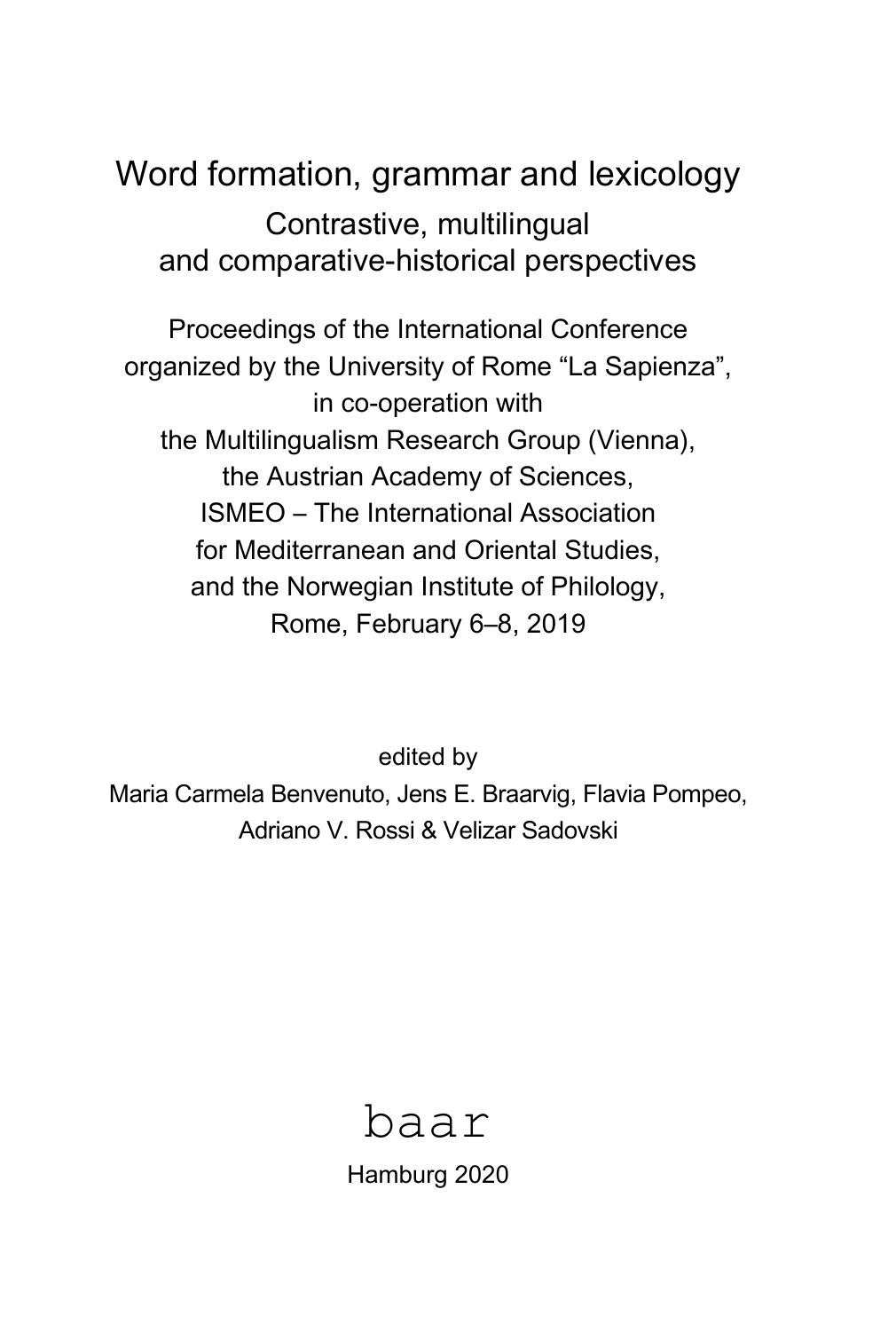# Word formation, grammar and lexicology

## Contrastive, multilingual and comparative-historical perspectives

Proceedings of the International Conference
organized by the University of Rome “La Sapienza”,
in co-operation with
the Multilingualism Research Group (Vienna),
the Austrian Academy of Sciences,
ISMEO – The International Association
for Mediterranean and Oriental Studies,
and the Norwegian Institute of Philology,
Rome, February 6–8, 2019

edited by
Maria Carmela Benvenuto, Jens E. Braarvig, Flavia Pompeo,
Adriano V. Rossi & Velizar Sadovski

baar

Hamburg 2020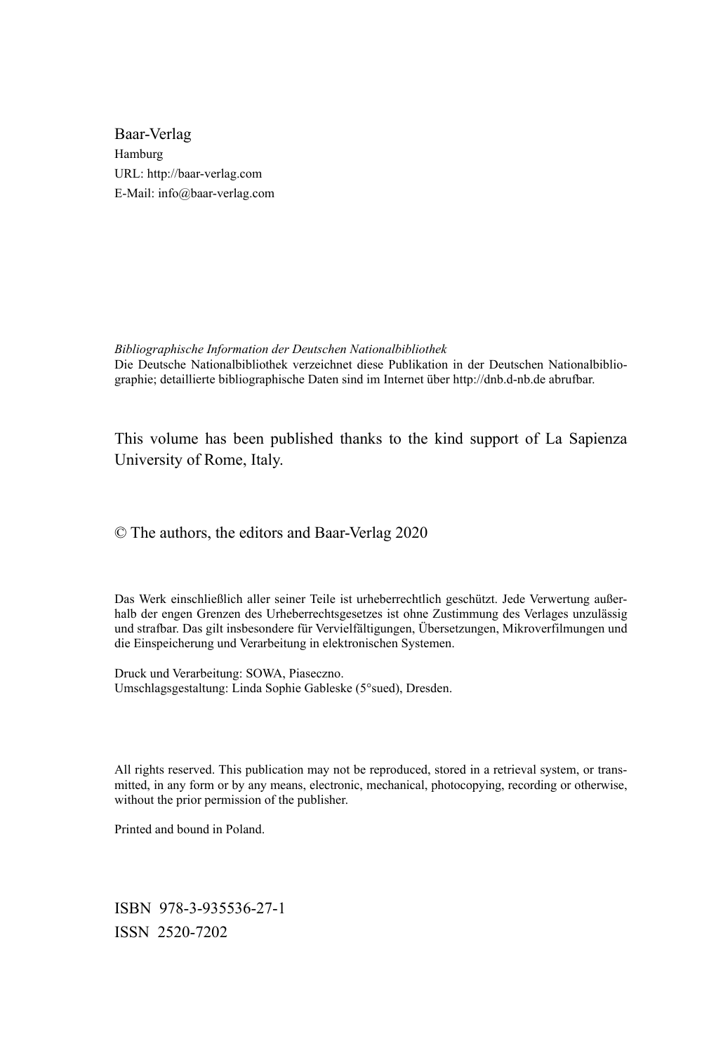Baar-Verlag
Hamburg
URL: http://baar-verlag.com
E-Mail: info@baar-verlag.com

*Bibliographische Information der Deutschen Nationalbibliothek*
Die Deutsche Nationalbibliothek verzeichnet diese Publikation in der Deutschen Nationalbibliographie; detaillierte bibliographische Daten sind im Internet über http://dnb.d-nb.de abrufbar.

This volume has been published thanks to the kind support of La Sapienza University of Rome, Italy.

© The authors, the editors and Baar-Verlag 2020

Das Werk einschließlich aller seiner Teile ist urheberrechtlich geschützt. Jede Verwertung außerhalb der engen Grenzen des Urheberrechtsgesetzes ist ohne Zustimmung des Verlages unzulässig und strafbar. Das gilt insbesondere für Vervielfältigungen, Übersetzungen, Mikroverfilmungen und die Einspeicherung und Verarbeitung in elektronischen Systemen.

Druck und Verarbeitung: SOWA, Piaseczno.
Umschlagsgestaltung: Linda Sophie Gableske (5°sued), Dresden.

All rights reserved. This publication may not be reproduced, stored in a retrieval system, or transmitted, in any form or by any means, electronic, mechanical, photocopying, recording or otherwise, without the prior permission of the publisher.

Printed and bound in Poland.

ISBN 978-3-935536-27-1
ISSN 2520-7202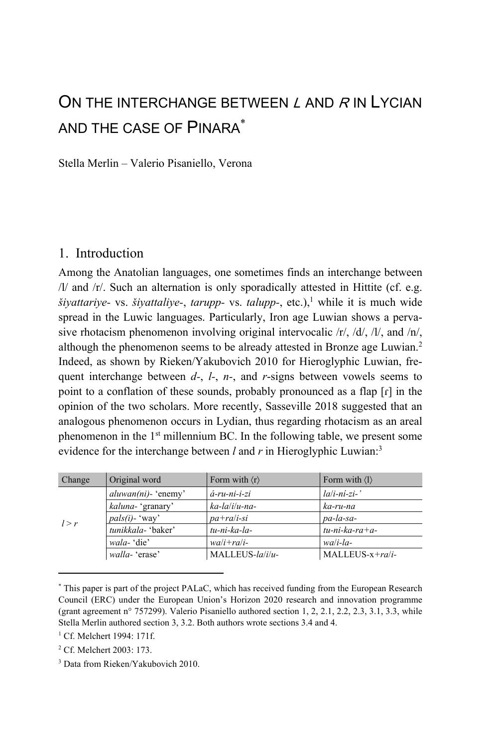// ON THE INTERCHANGE BETWEEN *L* AND *R* IN LYCIAN AND THE CASE OF PINARA[*]

Stella Merlin – Valerio Pisaniello, Verona

## 1. Introduction

Among the Anatolian languages, one sometimes finds an interchange between /l/ and /r/. Such an alternation is only sporadically attested in Hittite (cf. e.g. *šiyattariye-* vs. *šiyattaliye-*, *tarupp-* vs. *talupp-*, etc.),[1] while it is much wide spread in the Luwic languages. Particularly, Iron age Luwian shows a pervasive rhotacism phenomenon involving original intervocalic /r/, /d/, /l/, and /n/, although the phenomenon seems to be already attested in Bronze age Luwian.[2] Indeed, as shown by Rieken/Yakubovich 2010 for Hieroglyphic Luwian, frequent interchange between *d-*, *l-*, *n-*, and *r*-signs between vowels seems to point to a conflation of these sounds, probably pronounced as a flap [ɾ] in the opinion of the two scholars. More recently, Sasseville 2018 suggested that an analogous phenomenon occurs in Lydian, thus regarding rhotacism as an areal phenomenon in the 1st millennium BC. In the following table, we present some evidence for the interchange between *l* and *r* in Hieroglyphic Luwian:[3]

| Change | Original word | Form with ⟨r⟩ | Form with ⟨l⟩ |
|---|---|---|---|
| *l > r* | *aluwan(ni)-* 'enemy' | *á-ru-ni-i-zi* | *la/i-ní-zi-'* |
| | *kaluna-* 'granary' | *ka-la/i/u-na-* | *ka-ru-na* |
| | *pals(i)-* 'way' | *pa+ra/i-si* | *pa-la-sa-* |
| | *tunikkala-* 'baker' | *tu-ni-ka-la-* | *tu-ni-ka-ra+a-* |
| | *wala-* 'die' | *wa/i+ra/i-* | *wa/i-la-* |
| | *walla-* 'erase' | MALLEUS-*la/i/u-* | MALLEUS-x+*ra/i-* |

---

[*] This paper is part of the project PALaC, which has received funding from the European Research Council (ERC) under the European Union's Horizon 2020 research and innovation programme (grant agreement n° 757299). Valerio Pisaniello authored section 1, 2, 2.1, 2.2, 2.3, 3.1, 3.3, while Stella Merlin authored section 3, 3.2. Both authors wrote sections 3.4 and 4.

[1] Cf. Melchert 1994: 171f.

[2] Cf. Melchert 2003: 173.

[3] Data from Rieken/Yakubovich 2010.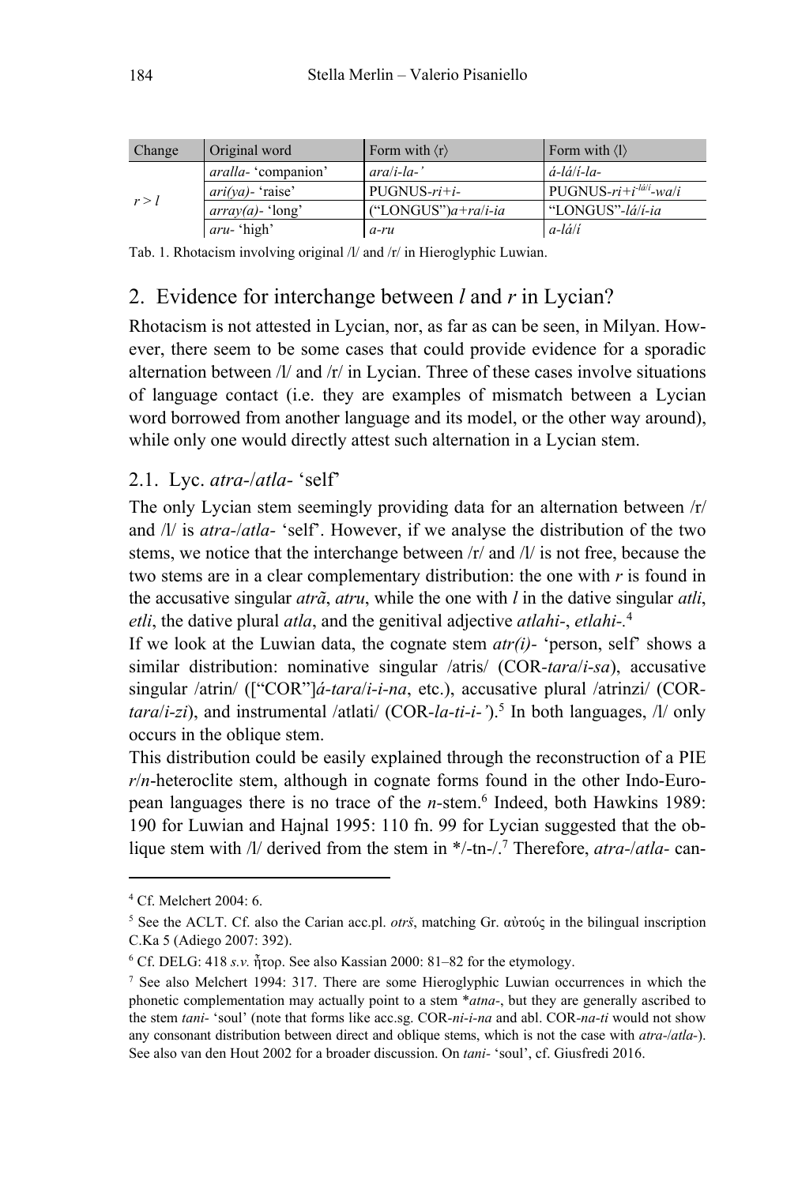| Change | Original word | Form with ⟨r⟩ | Form with ⟨l⟩ |
|---|---|---|---|
| *r > l* | *aralla-* 'companion' | *ara/i-la-'* | *á-lá/í-la-* |
| | *ari(ya)-* 'raise' | PUGNUS-*ri+i-* | PUGNUS-*ri+i*[-lá/í]-*wa/i* |
| | *array(a)-* 'long' | ("LONGUS")*a+ra/i-ia* | "LONGUS"-*lá/í-ia* |
| | *aru-* 'high' | *a-ru* | *a-lá/í* |

Tab. 1. Rhotacism involving original /l/ and /r/ in Hieroglyphic Luwian.

## 2. Evidence for interchange between *l* and *r* in Lycian?

Rhotacism is not attested in Lycian, nor, as far as can be seen, in Milyan. However, there seem to be some cases that could provide evidence for a sporadic alternation between /l/ and /r/ in Lycian. Three of these cases involve situations of language contact (i.e. they are examples of mismatch between a Lycian word borrowed from another language and its model, or the other way around), while only one would directly attest such alternation in a Lycian stem.

### 2.1. Lyc. *atra-*/*atla-* 'self'

The only Lycian stem seemingly providing data for an alternation between /r/ and /l/ is *atra-*/*atla-* 'self'. However, if we analyse the distribution of the two stems, we notice that the interchange between /r/ and /l/ is not free, because the two stems are in a clear complementary distribution: the one with *r* is found in the accusative singular *atrã*, *atru*, while the one with *l* in the dative singular *atli*, *etli*, the dative plural *atla*, and the genitival adjective *atlahi-*, *etlahi-*.[4]

If we look at the Luwian data, the cognate stem *atr(i)-* 'person, self' shows a similar distribution: nominative singular /atris/ (COR-*tara/i-sa*), accusative singular /atrin/ (["COR"]*á-tara/i-i-na*, etc.), accusative plural /atrinzi/ (COR-*tara/i-zi*), and instrumental /atlati/ (COR-*la-ti-i-'*).[5] In both languages, /l/ only occurs in the oblique stem.

This distribution could be easily explained through the reconstruction of a PIE *r/n*-heteroclite stem, although in cognate forms found in the other Indo-European languages there is no trace of the *n*-stem.[6] Indeed, both Hawkins 1989: 190 for Luwian and Hajnal 1995: 110 fn. 99 for Lycian suggested that the oblique stem with /l/ derived from the stem in */-tn-/.[7] Therefore, *atra-*/*atla-* can-

---

[4] Cf. Melchert 2004: 6.

[5] See the ACLT. Cf. also the Carian acc.pl. *otrš*, matching Gr. αὐτούς in the bilingual inscription C.Ka 5 (Adiego 2007: 392).

[6] Cf. DELG: 418 *s.v.* ἦτορ. See also Kassian 2000: 81–82 for the etymology.

[7] See also Melchert 1994: 317. There are some Hieroglyphic Luwian occurrences in which the phonetic complementation may actually point to a stem \**atna-*, but they are generally ascribed to the stem *tani-* 'soul' (note that forms like acc.sg. COR-*ni-i-na* and abl. COR-*na-ti* would not show any consonant distribution between direct and oblique stems, which is not the case with *atra-*/*atla-*). See also van den Hout 2002 for a broader discussion. On *tani-* 'soul', cf. Giusfredi 2016.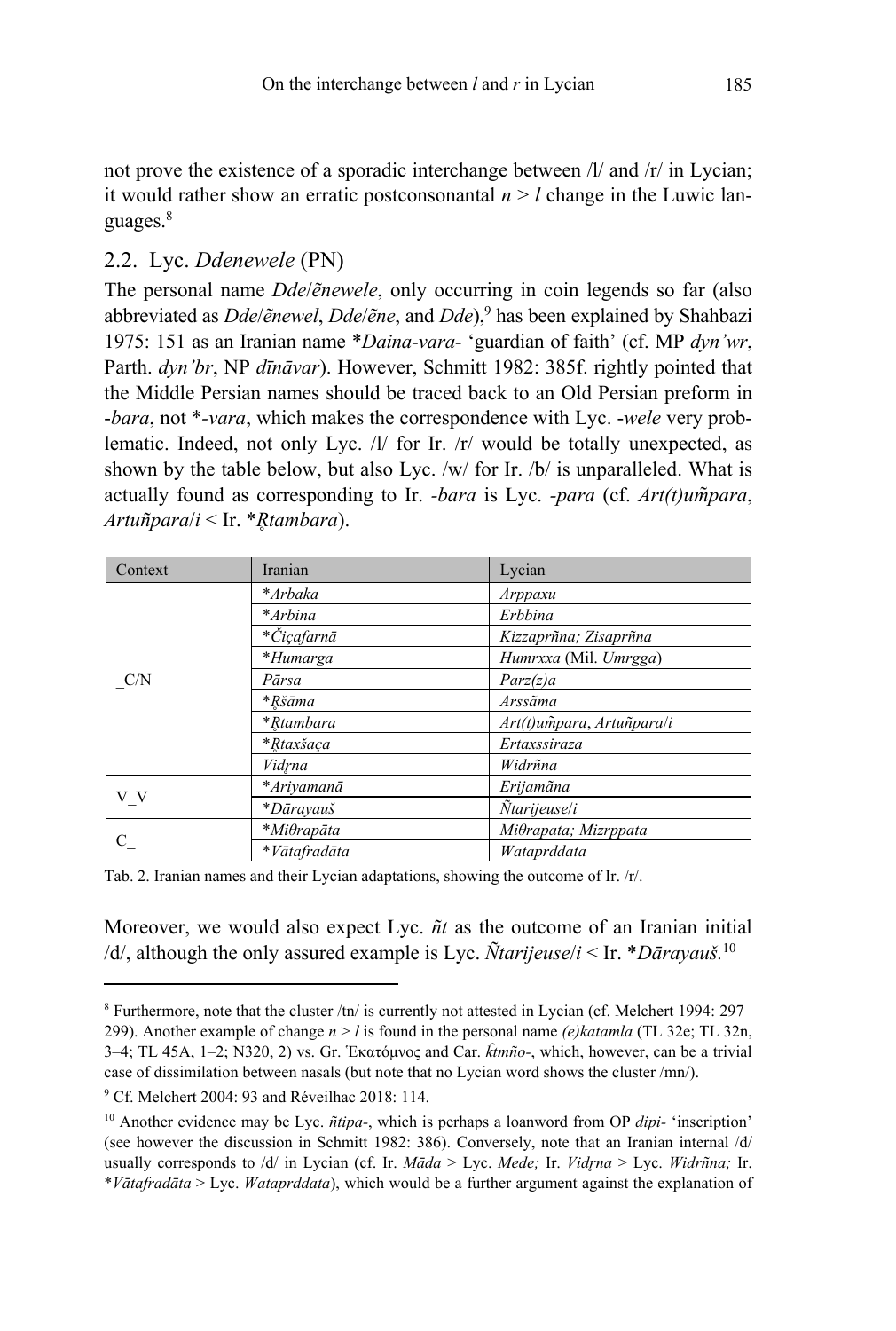not prove the existence of a sporadic interchange between /l/ and /r/ in Lycian; it would rather show an erratic postconsonantal *n* > *l* change in the Luwic languages.[8]

## 2.2. Lyc. *Ddenewele* (PN)

The personal name *Dde*/*ẽnewele*, only occurring in coin legends so far (also abbreviated as *Dde*/*ẽnewel*, *Dde*/*ẽne*, and *Dde*),[9] has been explained by Shahbazi 1975: 151 as an Iranian name *\*Daina-vara-* 'guardian of faith' (cf. MP *dyn'wr*, Parth. *dyn'br*, NP *dīnāvar*). However, Schmitt 1982: 385f. rightly pointed that the Middle Persian names should be traced back to an Old Persian preform in *-bara*, not *\*-vara*, which makes the correspondence with Lyc. *-wele* very problematic. Indeed, not only Lyc. /l/ for Ir. /r/ would be totally unexpected, as shown by the table below, but also Lyc. /w/ for Ir. /b/ is unparalleled. What is actually found as corresponding to Ir. *-bara* is Lyc. *-para* (cf. *Art(t)um̃para*, *Artuñpara*/*i* < Ir. *\*R̥tambara*).

| Context | Iranian | Lycian |
|---|---|---|
| _C/N | *\*Arbaka* | *Arppaxu* |
| | *\*Arbina* | *Erbbina* |
| | *\*Čiçafarnā* | *Kizzaprñna; Zisaprñna* |
| | *\*Humarga* | *Humrxxa* (Mil. *Umrgga*) |
| | *Pārsa* | *Parz(z)a* |
| | *\*R̥šāma* | *Arssãma* |
| | *\*R̥tambara* | *Art(t)um̃para*, *Artuñpara*/*i* |
| | *\*R̥taxšaça* | *Ertaxssiraza* |
| | *Vidr̥na* | *Widrñna* |
| V_V | *\*Ariyamanā* | *Erijamãna* |
| | *\*Dārayauš* | *Ñtarijeuse*/*i* |
| C_ | *\*Miθrapāta* | *Miθrapata; Mizrppata* |
| | *\*Vātafradāta* | *Wataprddata* |

Tab. 2. Iranian names and their Lycian adaptations, showing the outcome of Ir. /r/.

Moreover, we would also expect Lyc. *ñt* as the outcome of an Iranian initial /d/, although the only assured example is Lyc. *Ñtarijeuse*/*i* < Ir. *\*Dārayauš.*[10]

---

[8] Furthermore, note that the cluster /tn/ is currently not attested in Lycian (cf. Melchert 1994: 297–299). Another example of change *n* > *l* is found in the personal name *(e)katamla* (TL 32e; TL 32n, 3–4; TL 45A, 1–2; N320, 2) vs. Gr. Ἑκατόμνος and Car. *k̂tmño-*, which, however, can be a trivial case of dissimilation between nasals (but note that no Lycian word shows the cluster /mn/).

[9] Cf. Melchert 2004: 93 and Réveilhac 2018: 114.

[10] Another evidence may be Lyc. *ñtipa-*, which is perhaps a loanword from OP *dipi-* 'inscription' (see however the discussion in Schmitt 1982: 386). Conversely, note that an Iranian internal /d/ usually corresponds to /d/ in Lycian (cf. Ir. *Māda* > Lyc. *Mede;* Ir. *Vidr̥na* > Lyc. *Widrñna;* Ir. *\*Vātafradāta* > Lyc. *Wataprddata*), which would be a further argument against the explanation of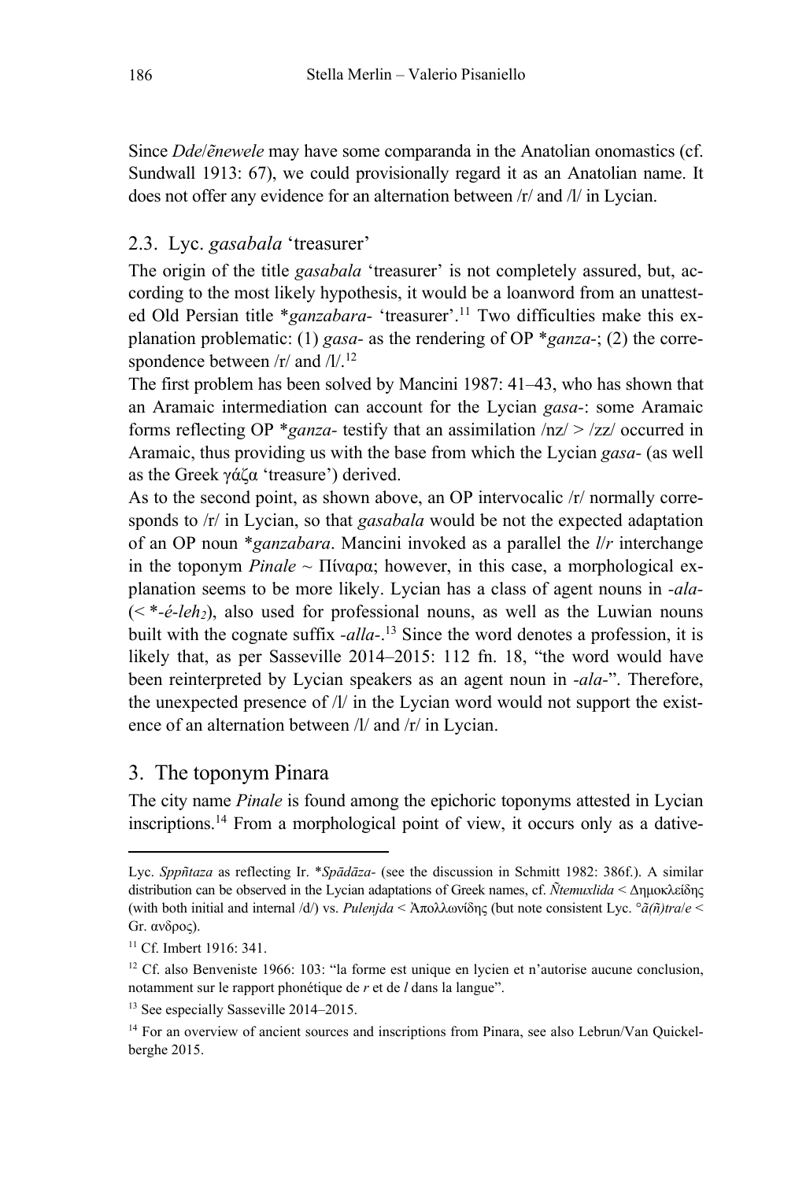Since *Dde/ẽnewele* may have some comparanda in the Anatolian onomastics (cf. Sundwall 1913: 67), we could provisionally regard it as an Anatolian name. It does not offer any evidence for an alternation between /r/ and /l/ in Lycian.

### 2.3. Lyc. *gasabala* 'treasurer'

The origin of the title *gasabala* 'treasurer' is not completely assured, but, according to the most likely hypothesis, it would be a loanword from an unattested Old Persian title \**ganzabara-* 'treasurer'.[11] Two difficulties make this explanation problematic: (1) *gasa-* as the rendering of OP \**ganza-*; (2) the correspondence between /r/ and /l/.[12]

The first problem has been solved by Mancini 1987: 41–43, who has shown that an Aramaic intermediation can account for the Lycian *gasa-*: some Aramaic forms reflecting OP \**ganza-* testify that an assimilation /nz/ > /zz/ occurred in Aramaic, thus providing us with the base from which the Lycian *gasa-* (as well as the Greek γάζα 'treasure') derived.

As to the second point, as shown above, an OP intervocalic /r/ normally corresponds to /r/ in Lycian, so that *gasabala* would be not the expected adaptation of an OP noun \**ganzabara*. Mancini invoked as a parallel the *l*/*r* interchange in the toponym *Pinale* ~ Πίναρα; however, in this case, a morphological explanation seems to be more likely. Lycian has a class of agent nouns in *-ala-* (< \**-é-leh₂*), also used for professional nouns, as well as the Luwian nouns built with the cognate suffix *-alla-*.[13] Since the word denotes a profession, it is likely that, as per Sasseville 2014–2015: 112 fn. 18, "the word would have been reinterpreted by Lycian speakers as an agent noun in *-ala-*". Therefore, the unexpected presence of /l/ in the Lycian word would not support the existence of an alternation between /l/ and /r/ in Lycian.

## 3. The toponym Pinara

The city name *Pinale* is found among the epichoric toponyms attested in Lycian inscriptions.[14] From a morphological point of view, it occurs only as a dative-

---

Lyc. *Sppñtaza* as reflecting Ir. \**Spādāza-* (see the discussion in Schmitt 1982: 386f.). A similar distribution can be observed in the Lycian adaptations of Greek names, cf. *Ñtemuxlida* < Δημοκλείδης (with both initial and internal /d/) vs. *Pulenjda* < Ἀπολλωνίδης (but note consistent Lyc. °*ã(ñ)tra*/*e* < Gr. ανδρος).

[11] Cf. Imbert 1916: 341.

[12] Cf. also Benveniste 1966: 103: "la forme est unique en lycien et n'autorise aucune conclusion, notamment sur le rapport phonétique de *r* et de *l* dans la langue".

[13] See especially Sasseville 2014–2015.

[14] For an overview of ancient sources and inscriptions from Pinara, see also Lebrun/Van Quickelberghe 2015.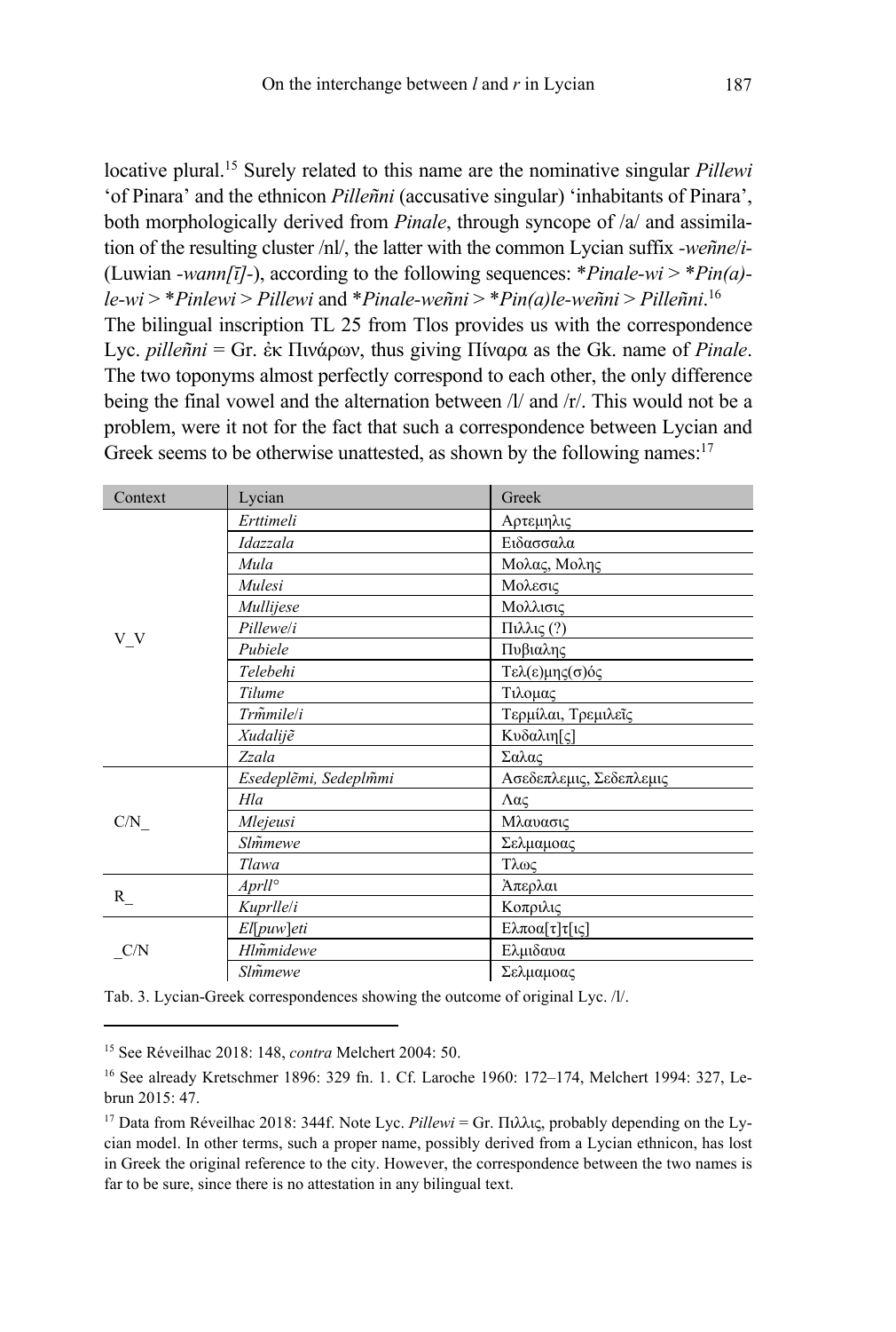locative plural.[15] Surely related to this name are the nominative singular *Pillewi* 'of Pinara' and the ethnicon *Pilleñni* (accusative singular) 'inhabitants of Pinara', both morphologically derived from *Pinale*, through syncope of /a/ and assimilation of the resulting cluster /nl/, the latter with the common Lycian suffix *-weñne*/*i*- (Luwian *-wann[ī]-*), according to the following sequences: \**Pinale-wi* > \**Pin(a)-le-wi* > \**Pinlewi* > *Pillewi* and \**Pinale-weñni* > \**Pin(a)le-weñni* > *Pilleñni*.[16]

The bilingual inscription TL 25 from Tlos provides us with the correspondence Lyc. *pilleñni* = Gr. ἐκ Πινάρων, thus giving Πίναρα as the Gk. name of *Pinale*. The two toponyms almost perfectly correspond to each other, the only difference being the final vowel and the alternation between /l/ and /r/. This would not be a problem, were it not for the fact that such a correspondence between Lycian and Greek seems to be otherwise unattested, as shown by the following names:[17]

| Context | Lycian | Greek |
|---|---|---|
| V_V | *Erttimeli* | Αρτεμηλις |
| | *Idazzala* | Ειδασσαλα |
| | *Mula* | Μολας, Μολης |
| | *Mulesi* | Μολεσις |
| | *Mullijese* | Μολλισις |
| | *Pillewe*/*i* | Πιλλις (?) |
| | *Pubiele* | Πυβιαλης |
| | *Telebehi* | Τελ(ε)μης(σ)ός |
| | *Tilume* | Τιλομας |
| | *Trm̃mile*/*i* | Τερμίλαι, Τρεμιλεῖς |
| | *Xudalijẽ* | Κυδαλιη[ς] |
| | *Zzala* | Σαλας |
| C/N_ | *Esedeplẽmi, Sedeplm̃mi* | Ασεδεπλεμις, Σεδεπλεμις |
| | *Hla* | Λας |
| | *Mlejeusi* | Μλαυασις |
| | *Slm̃mewe* | Σελμαμοας |
| | *Tlawa* | Τλως |
| R_ | *Aprll°* | Ἀπερλαι |
| | *Kuprlle*/*i* | Κοπριλις |
| _C/N | *El*[*puw*]*eti* | Ελποα[τ]τ[ις] |
| | *Hlm̃midewe* | Ελμιδαυα |
| | *Slm̃mewe* | Σελμαμοας |

Tab. 3. Lycian-Greek correspondences showing the outcome of original Lyc. /l/.

---

[15] See Réveilhac 2018: 148, *contra* Melchert 2004: 50.

[16] See already Kretschmer 1896: 329 fn. 1. Cf. Laroche 1960: 172–174, Melchert 1994: 327, Lebrun 2015: 47.

[17] Data from Réveilhac 2018: 344f. Note Lyc. *Pillewi* = Gr. Πιλλις, probably depending on the Lycian model. In other terms, such a proper name, possibly derived from a Lycian ethnicon, has lost in Greek the original reference to the city. However, the correspondence between the two names is far to be sure, since there is no attestation in any bilingual text.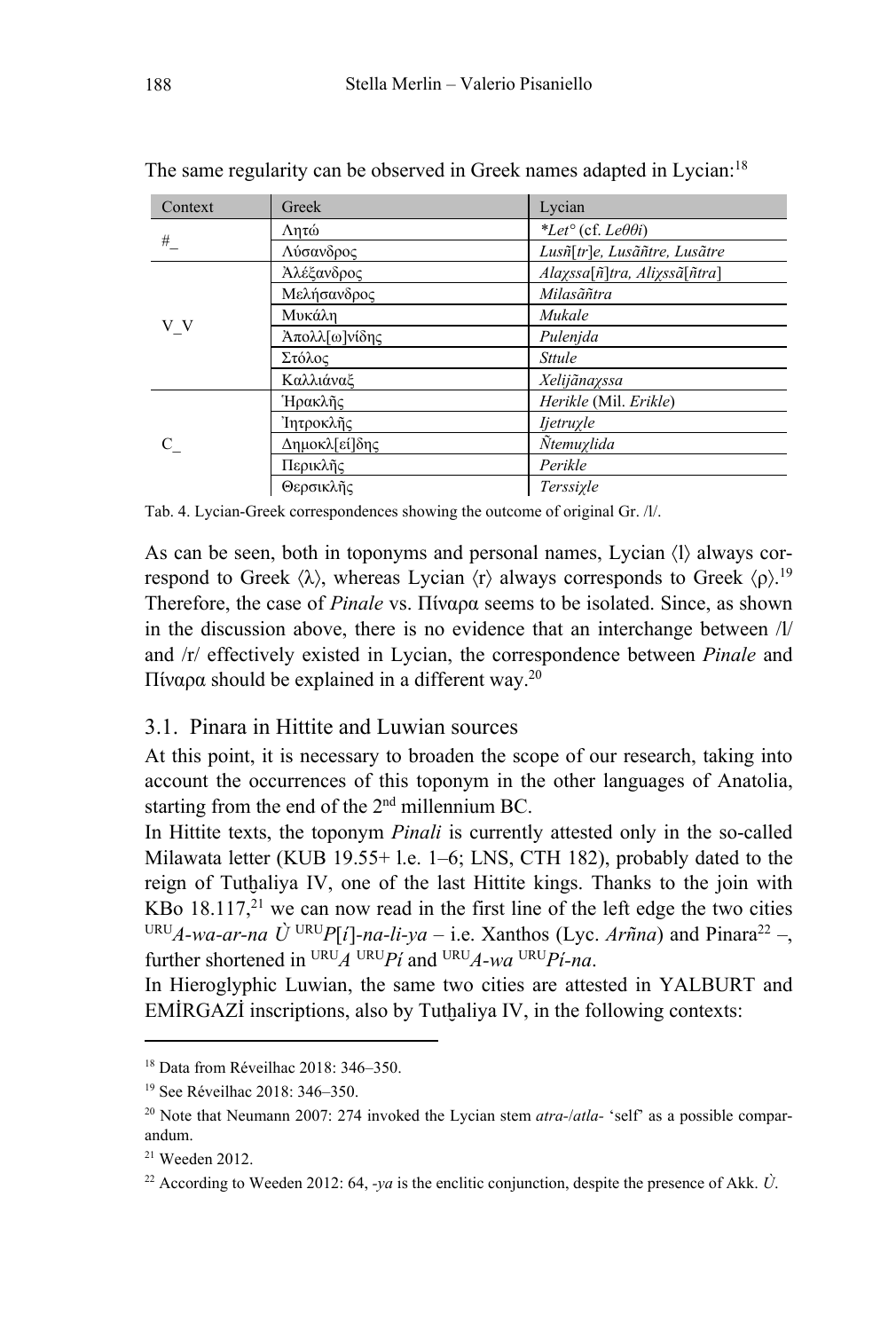The same regularity can be observed in Greek names adapted in Lycian:[18]

| Context | Greek | Lycian |
|---|---|---|
| #_ | Λητώ | *\*Let°* (cf. *Leθθi*) |
| | Λύσανδρος | *Lusñ*[*tr*]*e, Lusãñtre, Lusãtre* |
| V_V | Ἀλέξανδρος | *Alaχssa*[*ñ*]*tra, Aliχssã*[*ñtra*] |
| | Μελήσανδρος | *Milasãñtra* |
| | Μυκάλη | *Mukale* |
| | Ἀπολλ[ω]νίδης | *Pulenjda* |
| | Στόλος | *Sttule* |
| | Καλλιάναξ | *Xelijãnaχssa* |
| C_ | Ἡρακλῆς | *Herikle* (Mil. *Erikle*) |
| | Ἰητροκλῆς | *Ijetruχle* |
| | Δημοκλ[εί]δης | *Ñtemuχlida* |
| | Περικλῆς | *Perikle* |
| | Θερσικλῆς | *Terssiχle* |

Tab. 4. Lycian-Greek correspondences showing the outcome of original Gr. /l/.

As can be seen, both in toponyms and personal names, Lycian ⟨l⟩ always correspond to Greek ⟨λ⟩, whereas Lycian ⟨r⟩ always corresponds to Greek ⟨ρ⟩.[19] Therefore, the case of *Pinale* vs. Πίναρα seems to be isolated. Since, as shown in the discussion above, there is no evidence that an interchange between /l/ and /r/ effectively existed in Lycian, the correspondence between *Pinale* and Πίναρα should be explained in a different way.[20]

## 3.1. Pinara in Hittite and Luwian sources

At this point, it is necessary to broaden the scope of our research, taking into account the occurrences of this toponym in the other languages of Anatolia, starting from the end of the 2nd millennium BC.

In Hittite texts, the toponym *Pinali* is currently attested only in the so-called Milawata letter (KUB 19.55+ l.e. 1–6; LNS, CTH 182), probably dated to the reign of Tutḫaliya IV, one of the last Hittite kings. Thanks to the join with KBo 18.117,[21] we can now read in the first line of the left edge the two cities URU*A-wa-ar-na Ù* URU*P*[*i*]*-na-li-ya* – i.e. Xanthos (Lyc. *Arñna*) and Pinara[22] –, further shortened in URU*A* URU*Pí* and URU*A-wa* URU*Pí-na*.

In Hieroglyphic Luwian, the same two cities are attested in YALBURT and EMİRGAZİ inscriptions, also by Tutḫaliya IV, in the following contexts:

---

[18] Data from Réveilhac 2018: 346–350.

[19] See Réveilhac 2018: 346–350.

[20] Note that Neumann 2007: 274 invoked the Lycian stem *atra-*/*atla-* 'self' as a possible comparandum.

[21] Weeden 2012.

[22] According to Weeden 2012: 64, *-ya* is the enclitic conjunction, despite the presence of Akk. *Ù*.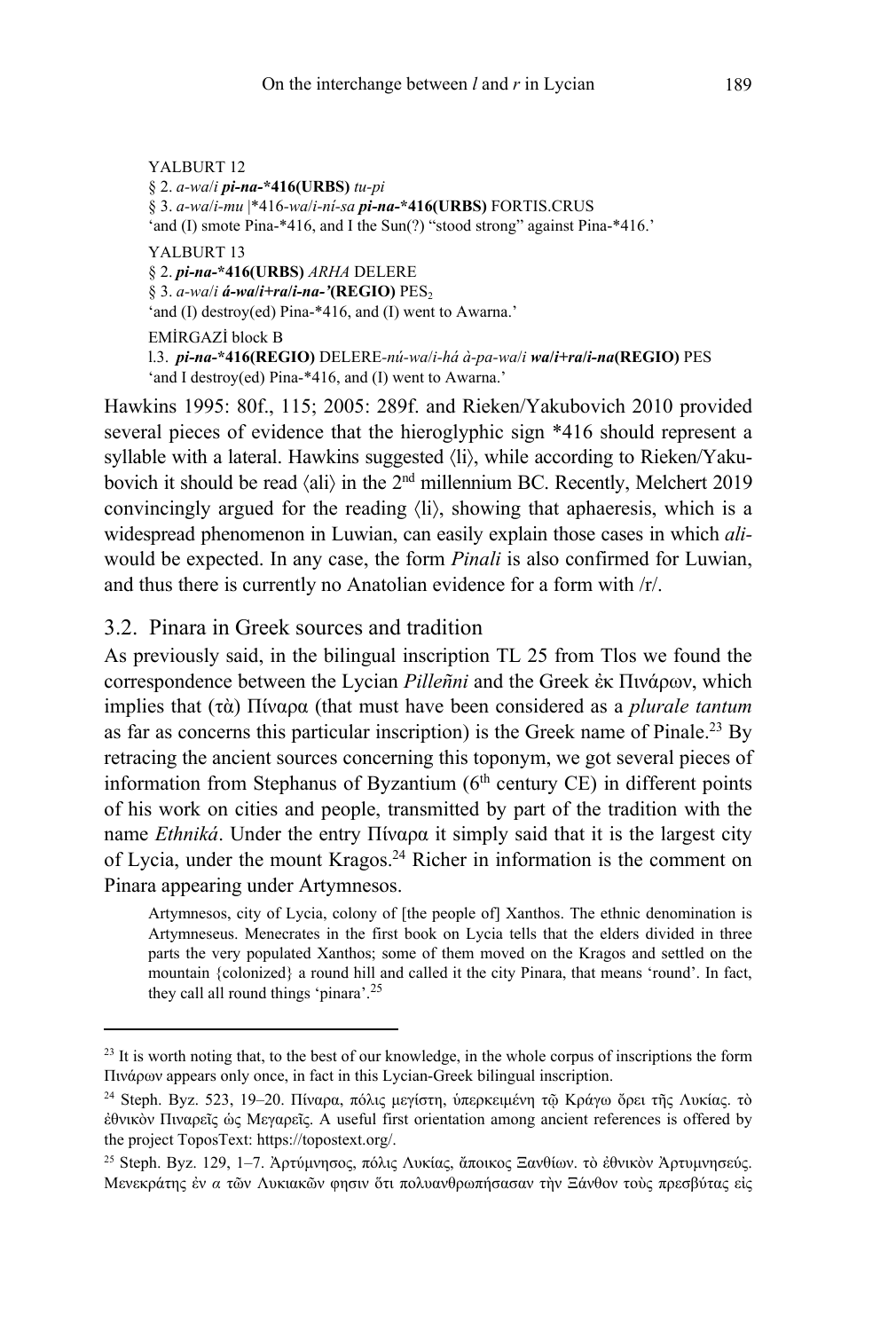YALBURT 12
§ 2. *a-wa/i* ***pi-na-*\*416(URBS)** *tu-pi*
§ 3. *a-wa/i-mu* |\*416-*wa/i-ní-sa* ***pi-na-*\*416(URBS)** FORTIS.CRUS
'and (I) smote Pina-\*416, and I the Sun(?) "stood strong" against Pina-\*416.'

YALBURT 13
§ 2. ***pi-na-*\*416(URBS)** *ARHA* DELERE
§ 3. *a-wa/i* ***á-wa/i+ra/i-na-'*(REGIO)** $PES_2$
'and (I) destroy(ed) Pina-\*416, and (I) went to Awarna.'

EMİRGAZİ block B
l.3. ***pi-na-*\*416(REGIO)** DELERE-*nú-wa/i-há à-pa-wa/i* ***wa/i+ra/i-na*(REGIO)** PES
'and I destroy(ed) Pina-\*416, and (I) went to Awarna.'

Hawkins 1995: 80f., 115; 2005: 289f. and Rieken/Yakubovich 2010 provided several pieces of evidence that the hieroglyphic sign \*416 should represent a syllable with a lateral. Hawkins suggested ⟨li⟩, while according to Rieken/Yakubovich it should be read ⟨ali⟩ in the 2nd millennium BC. Recently, Melchert 2019 convincingly argued for the reading ⟨li⟩, showing that aphaeresis, which is a widespread phenomenon in Luwian, can easily explain those cases in which *ali-* would be expected. In any case, the form *Pinali* is also confirmed for Luwian, and thus there is currently no Anatolian evidence for a form with /r/.

## 3.2. Pinara in Greek sources and tradition

As previously said, in the bilingual inscription TL 25 from Tlos we found the correspondence between the Lycian *Pilleñni* and the Greek ἐκ Πινάρων, which implies that (τὰ) Πίναρα (that must have been considered as a *plurale tantum* as far as concerns this particular inscription) is the Greek name of Pinale.[23] By retracing the ancient sources concerning this toponym, we got several pieces of information from Stephanus of Byzantium (6th century CE) in different points of his work on cities and people, transmitted by part of the tradition with the name *Ethniká*. Under the entry Πίναρα it simply said that it is the largest city of Lycia, under the mount Kragos.[24] Richer in information is the comment on Pinara appearing under Artymnesos.

> Artymnesos, city of Lycia, colony of [the people of] Xanthos. The ethnic denomination is Artymneseus. Menecrates in the first book on Lycia tells that the elders divided in three parts the very populated Xanthos; some of them moved on the Kragos and settled on the mountain {colonized} a round hill and called it the city Pinara, that means 'round'. In fact, they call all round things 'pinara'.[25]

---

[23] It is worth noting that, to the best of our knowledge, in the whole corpus of inscriptions the form Πινάρων appears only once, in fact in this Lycian-Greek bilingual inscription.

[24] Steph. Byz. 523, 19–20. Πίναρα, πόλις μεγίστη, ὑπερκειμένη τῷ Κράγῳ ὄρει τῆς Λυκίας. τὸ ἐθνικὸν Πιναρεῖς ὡς Μεγαρεῖς. A useful first orientation among ancient references is offered by the project ToposText: https://topostext.org/.

[25] Steph. Byz. 129, 1–7. Ἀρτύμνησος, πόλις Λυκίας, ἄποικος Ξανθίων. τὸ ἐθνικὸν Ἀρτυμνησεύς. Μενεκράτης ἐν α τῶν Λυκιακῶν φησιν ὅτι πολυανθρωπήσασαν τὴν Ξάνθον τοὺς πρεσβύτας εἰς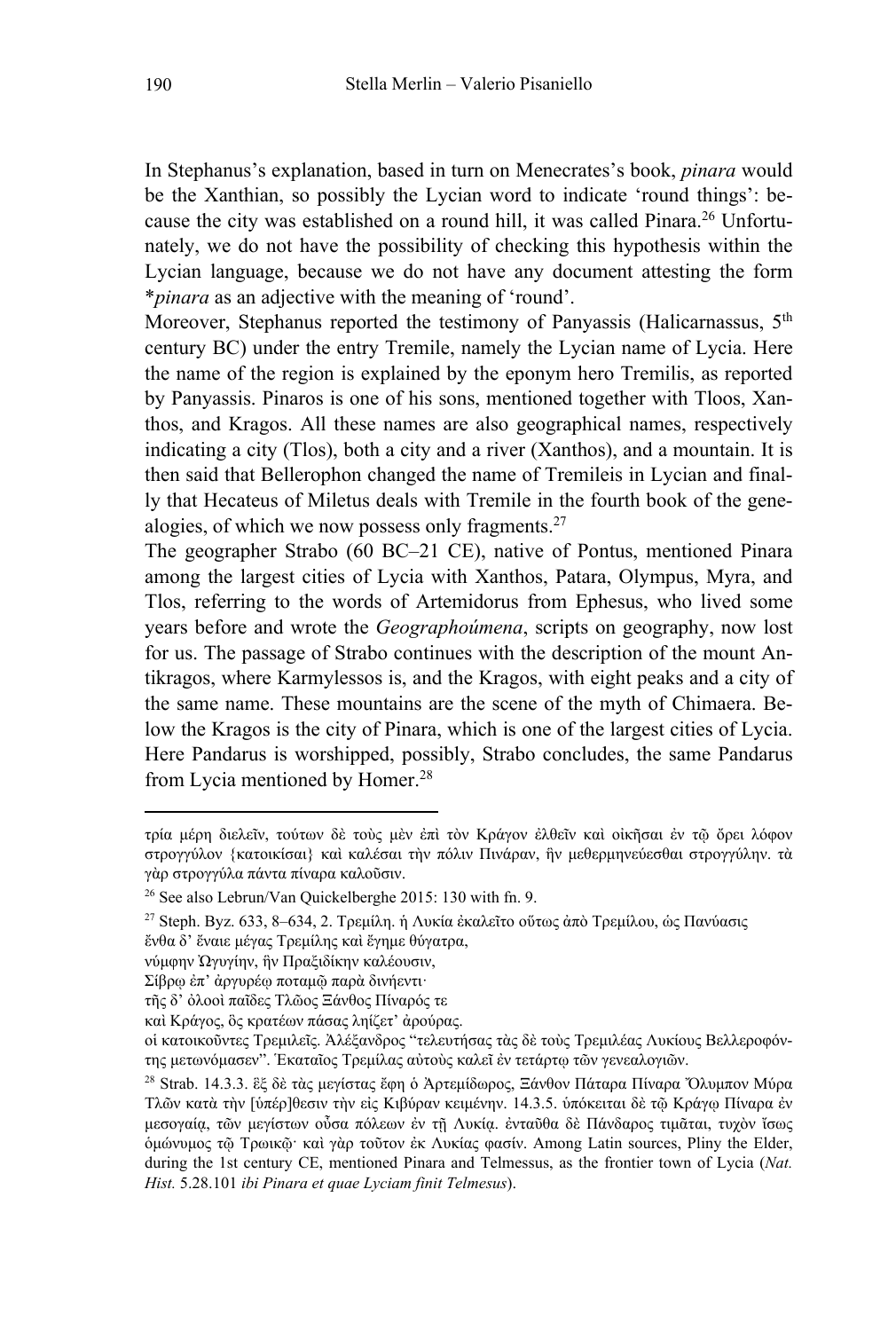In Stephanus's explanation, based in turn on Menecrates's book, *pinara* would be the Xanthian, so possibly the Lycian word to indicate 'round things': because the city was established on a round hill, it was called Pinara.[26] Unfortunately, we do not have the possibility of checking this hypothesis within the Lycian language, because we do not have any document attesting the form *\*pinara* as an adjective with the meaning of 'round'.

Moreover, Stephanus reported the testimony of Panyassis (Halicarnassus, 5th century BC) under the entry Tremile, namely the Lycian name of Lycia. Here the name of the region is explained by the eponym hero Tremilis, as reported by Panyassis. Pinaros is one of his sons, mentioned together with Tloos, Xanthos, and Kragos. All these names are also geographical names, respectively indicating a city (Tlos), both a city and a river (Xanthos), and a mountain. It is then said that Bellerophon changed the name of Tremileis in Lycian and finally that Hecateus of Miletus deals with Tremile in the fourth book of the genealogies, of which we now possess only fragments.[27]

The geographer Strabo (60 BC–21 CE), native of Pontus, mentioned Pinara among the largest cities of Lycia with Xanthos, Patara, Olympus, Myra, and Tlos, referring to the words of Artemidorus from Ephesus, who lived some years before and wrote the *Geographoúmena*, scripts on geography, now lost for us. The passage of Strabo continues with the description of the mount Antikragos, where Karmylessos is, and the Kragos, with eight peaks and a city of the same name. These mountains are the scene of the myth of Chimaera. Below the Kragos is the city of Pinara, which is one of the largest cities of Lycia. Here Pandarus is worshipped, possibly, Strabo concludes, the same Pandarus from Lycia mentioned by Homer.[28]

---

τρία μέρη διελεῖν, τούτων δὲ τοὺς μὲν ἐπὶ τὸν Κράγον ἐλθεῖν καὶ οἰκῆσαι ἐν τῷ ὄρει λόφον στρογγύλον {κατοικίσαι} καὶ καλέσαι τὴν πόλιν Πινάραν, ἣν μεθερμηνεύεσθαι στρογγύλην. τὰ γὰρ στρογγύλα πάντα πίναρα καλοῦσιν.

[26] See also Lebrun/Van Quickelberghe 2015: 130 with fn. 9.

[27] Steph. Byz. 633, 8–634, 2. Τρεμίλη. ἡ Λυκία ἐκαλεῖτο οὕτως ἀπὸ Τρεμίλου, ὡς Πανύασις
ἔνθα δ' ἔναιε μέγας Τρεμίλης καὶ ἔγημε θύγατρα,
νύμφην Ὠγυγίην, ἣν Πραξιδίκην καλέουσιν,
Σίβρῳ ἐπ' ἀργυρέῳ ποταμῷ παρὰ δινήεντι·
τῆς δ' ὀλοοὶ παῖδες Τλῶος Ξάνθος Πίναρός τε
καὶ Κράγος, ὃς κρατέων πάσας ληίζετ' ἀρούρας.
οἱ κατοικοῦντες Τρεμιλεῖς. Ἀλέξανδρος "τελευτήσας τὰς δὲ τοὺς Τρεμιλέας Λυκίους Βελλεροφόντης μετωνόμασεν". Ἑκαταῖος Τρεμίλας αὐτοὺς καλεῖ ἐν τετάρτῳ τῶν γενεαλογιῶν.

[28] Strab. 14.3.3. ἓξ δὲ τὰς μεγίστας ἔφη ὁ Ἀρτεμίδωρος, Ξάνθον Πάταρα Πίναρα Ὄλυμπον Μύρα Τλῶν κατὰ τὴν [ὑπέρ]θεσιν τὴν εἰς Κιβύραν κειμένην. 14.3.5. ὑπόκειται δὲ τῷ Κράγῳ Πίναρα ἐν μεσογαίᾳ, τῶν μεγίστων οὖσα πόλεων ἐν τῇ Λυκίᾳ. ἐνταῦθα δὲ Πάνδαρος τιμᾶται, τυχὸν ἴσως ὁμώνυμος τῷ Τρωικῷ· καὶ γὰρ τοῦτον ἐκ Λυκίας φασίν. Among Latin sources, Pliny the Elder, during the 1st century CE, mentioned Pinara and Telmessus, as the frontier town of Lycia (*Nat. Hist.* 5.28.101 *ibi Pinara et quae Lyciam finit Telmesus*).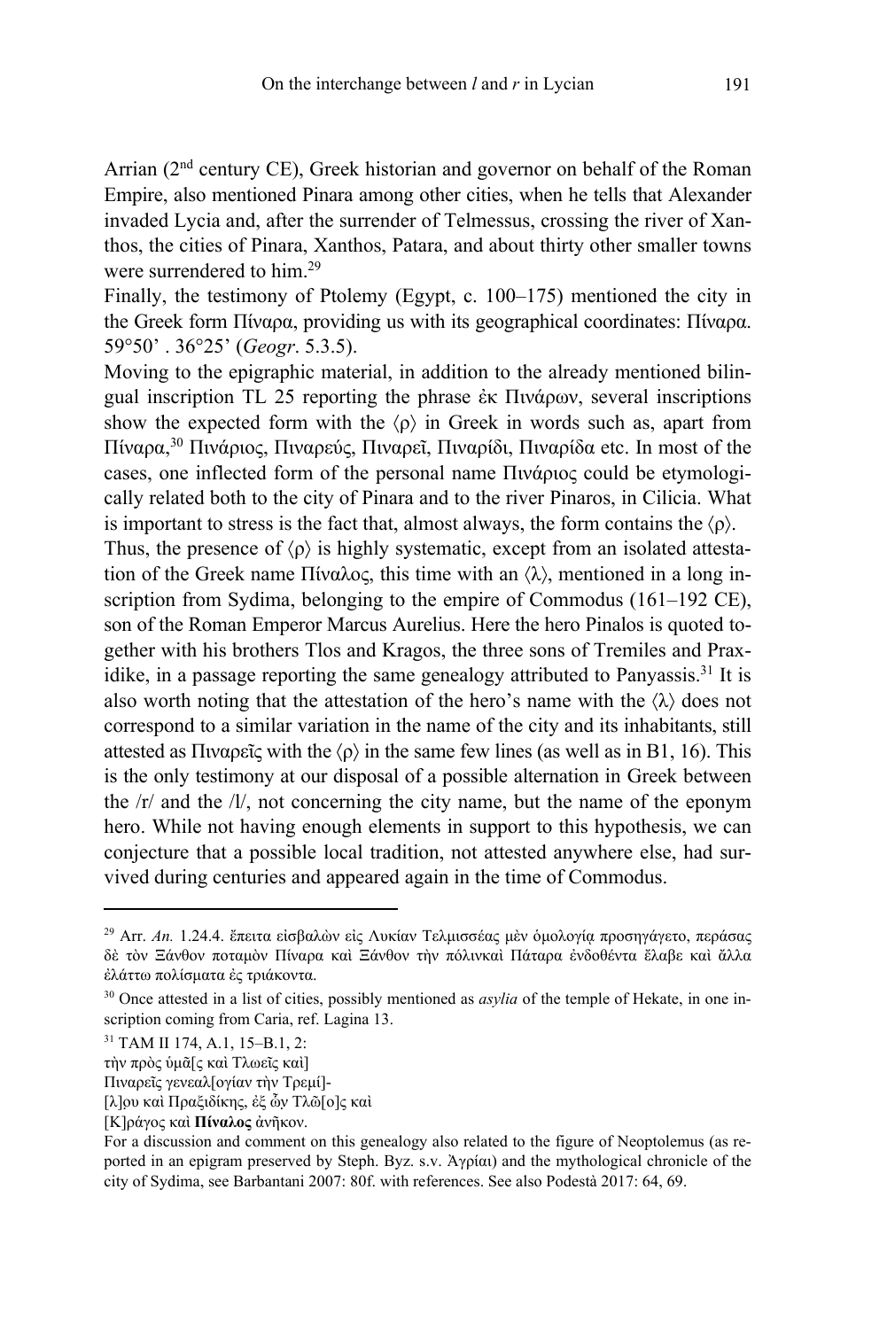Arrian (2nd century CE), Greek historian and governor on behalf of the Roman Empire, also mentioned Pinara among other cities, when he tells that Alexander invaded Lycia and, after the surrender of Telmessus, crossing the river of Xanthos, the cities of Pinara, Xanthos, Patara, and about thirty other smaller towns were surrendered to him.[29]

Finally, the testimony of Ptolemy (Egypt, c. 100–175) mentioned the city in the Greek form Πίναρα, providing us with its geographical coordinates: Πίναρα. 59°50' . 36°25' (*Geogr*. 5.3.5).

Moving to the epigraphic material, in addition to the already mentioned bilingual inscription TL 25 reporting the phrase ἐκ Πινάρων, several inscriptions show the expected form with the ⟨ρ⟩ in Greek in words such as, apart from Πίναρα,[30] Πινάριος, Πιναρεύς, Πιναρεῖ, Πιναρίδι, Πιναρίδα etc. In most of the cases, one inflected form of the personal name Πινάριος could be etymologically related both to the city of Pinara and to the river Pinaros, in Cilicia. What is important to stress is the fact that, almost always, the form contains the ⟨ρ⟩.

Thus, the presence of ⟨ρ⟩ is highly systematic, except from an isolated attestation of the Greek name Πίναλος, this time with an ⟨λ⟩, mentioned in a long inscription from Sydima, belonging to the empire of Commodus (161–192 CE), son of the Roman Emperor Marcus Aurelius. Here the hero Pinalos is quoted together with his brothers Tlos and Kragos, the three sons of Tremiles and Praxidike, in a passage reporting the same genealogy attributed to Panyassis.[31] It is also worth noting that the attestation of the hero's name with the ⟨λ⟩ does not correspond to a similar variation in the name of the city and its inhabitants, still attested as Πιναρεῖς with the ⟨ρ⟩ in the same few lines (as well as in B1, 16). This is the only testimony at our disposal of a possible alternation in Greek between the /r/ and the /l/, not concerning the city name, but the name of the eponym hero. While not having enough elements in support to this hypothesis, we can conjecture that a possible local tradition, not attested anywhere else, had survived during centuries and appeared again in the time of Commodus.

---

[29] Arr. *An.* 1.24.4. ἔπειτα εἰσβαλὼν εἰς Λυκίαν Τελμισσέας μὲν ὁμολογίᾳ προσηγάγετο, περάσας δὲ τὸν Ξάνθον ποταμὸν Πίναρα καὶ Ξάνθον τὴν πόλινκαὶ Πάταρα ἐνδοθέντα ἔλαβε καὶ ἄλλα ἐλάττω πολίσματα ἐς τριάκοντα.

[30] Once attested in a list of cities, possibly mentioned as *asylia* of the temple of Hekate, in one inscription coming from Caria, ref. Lagina 13.

[31] TAM II 174, A.1, 15–B.1, 2:
τὴν πρὸς ὑμᾶ[ς καὶ Τλωεῖς καὶ]
Πιναρεῖς γενεαλ[ογίαν τὴν Τρεμί]-
[λ]ου καὶ Πραξιδίκης, ἐξ ὧν Τλῶ[ο]ς καὶ
[Κ]ράγος καὶ **Πίναλος** ἀνῆκον.
For a discussion and comment on this genealogy also related to the figure of Neoptolemus (as reported in an epigram preserved by Steph. Byz. s.v. Ἀγρίαι) and the mythological chronicle of the city of Sydima, see Barbantani 2007: 80f. with references. See also Podestà 2017: 64, 69.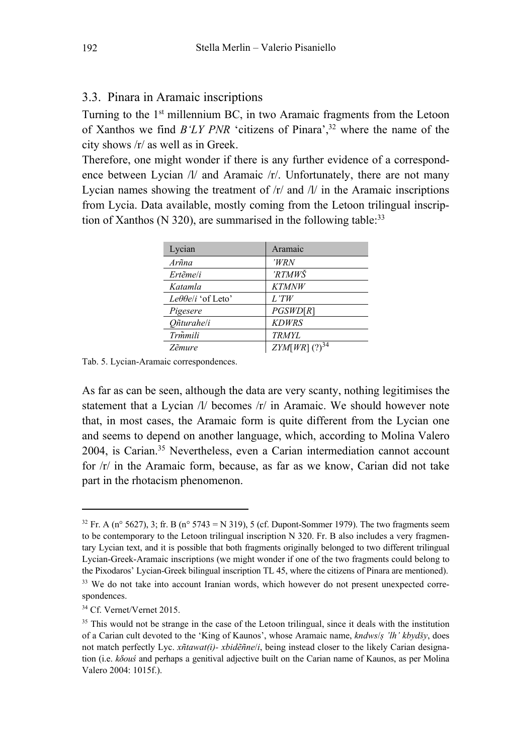### 3.3. Pinara in Aramaic inscriptions

Turning to the 1st millennium BC, in two Aramaic fragments from the Letoon of Xanthos we find *B'LY PNR* 'citizens of Pinara',[32] where the name of the city shows /r/ as well as in Greek.

Therefore, one might wonder if there is any further evidence of a correspondence between Lycian /l/ and Aramaic /r/. Unfortunately, there are not many Lycian names showing the treatment of /r/ and /l/ in the Aramaic inscriptions from Lycia. Data available, mostly coming from the Letoon trilingual inscription of Xanthos (N 320), are summarised in the following table:[33]

| Lycian | Aramaic |
|---|---|
| *Arñna* | *'WRN* |
| *Ertẽme/i* | *'RTMWŠ* |
| *Katamla* | *KTMNW* |
| *Leθθe/i* 'of Leto' | *L'TW* |
| *Pigesere* | *PGSWD*[*R*] |
| *Qñturahe/i* | *KDWRS* |
| *Trm̃mili* | *TRMYL* |
| *Zẽmure* | *ZYM*[*WR*] (?)[34] |

Tab. 5. Lycian-Aramaic correspondences.

As far as can be seen, although the data are very scanty, nothing legitimises the statement that a Lycian /l/ becomes /r/ in Aramaic. We should however note that, in most cases, the Aramaic form is quite different from the Lycian one and seems to depend on another language, which, according to Molina Valero 2004, is Carian.[35] Nevertheless, even a Carian intermediation cannot account for /r/ in the Aramaic form, because, as far as we know, Carian did not take part in the rhotacism phenomenon.

---

[32] Fr. A (n° 5627), 3; fr. B (n° 5743 = N 319), 5 (cf. Dupont-Sommer 1979). The two fragments seem to be contemporary to the Letoon trilingual inscription N 320. Fr. B also includes a very fragmentary Lycian text, and it is possible that both fragments originally belonged to two different trilingual Lycian-Greek-Aramaic inscriptions (we might wonder if one of the two fragments could belong to the Pixodaros' Lycian-Greek bilingual inscription TL 45, where the citizens of Pinara are mentioned).

[33] We do not take into account Iranian words, which however do not present unexpected correspondences.

[34] Cf. Vernet/Vernet 2015.

[35] This would not be strange in the case of the Letoon trilingual, since it deals with the institution of a Carian cult devoted to the 'King of Kaunos', whose Aramaic name, *kndws/ṣ 'lh' kbydšy*, does not match perfectly Lyc. *xñtawat(i)- xbidẽñne/i*, being instead closer to the likely Carian designation (i.e. *kδouś* and perhaps a genitival adjective built on the Carian name of Kaunos, as per Molina Valero 2004: 1015f.).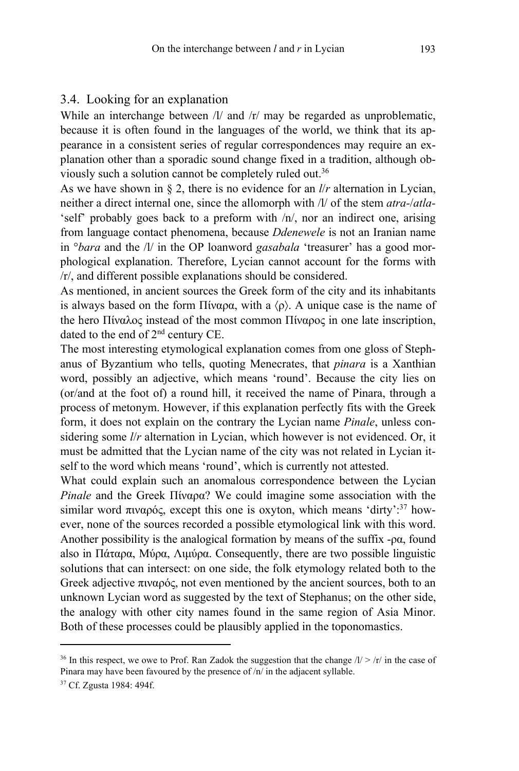### 3.4. Looking for an explanation

While an interchange between /l/ and /r/ may be regarded as unproblematic, because it is often found in the languages of the world, we think that its appearance in a consistent series of regular correspondences may require an explanation other than a sporadic sound change fixed in a tradition, although obviously such a solution cannot be completely ruled out.[36]

As we have shown in § 2, there is no evidence for an *l*/*r* alternation in Lycian, neither a direct internal one, since the allomorph with /l/ of the stem *atra*-/*atla*- 'self' probably goes back to a preform with /n/, nor an indirect one, arising from language contact phenomena, because *Ddenewele* is not an Iranian name in °*bara* and the /l/ in the OP loanword *gasabala* 'treasurer' has a good morphological explanation. Therefore, Lycian cannot account for the forms with /r/, and different possible explanations should be considered.

As mentioned, in ancient sources the Greek form of the city and its inhabitants is always based on the form Πίναρα, with a ⟨ρ⟩. A unique case is the name of the hero Πίναλος instead of the most common Πίναρος in one late inscription, dated to the end of 2nd century CE.

The most interesting etymological explanation comes from one gloss of Stephanus of Byzantium who tells, quoting Menecrates, that *pinara* is a Xanthian word, possibly an adjective, which means 'round'. Because the city lies on (or/and at the foot of) a round hill, it received the name of Pinara, through a process of metonym. However, if this explanation perfectly fits with the Greek form, it does not explain on the contrary the Lycian name *Pinale*, unless considering some *l*/*r* alternation in Lycian, which however is not evidenced. Or, it must be admitted that the Lycian name of the city was not related in Lycian itself to the word which means 'round', which is currently not attested.

What could explain such an anomalous correspondence between the Lycian *Pinale* and the Greek Πίναρα? We could imagine some association with the similar word πιναρός, except this one is oxyton, which means 'dirty':[37] however, none of the sources recorded a possible etymological link with this word. Another possibility is the analogical formation by means of the suffix -ρα, found also in Πάταρα, Μύρα, Λιμύρα. Consequently, there are two possible linguistic solutions that can intersect: on one side, the folk etymology related both to the Greek adjective πιναρός, not even mentioned by the ancient sources, both to an unknown Lycian word as suggested by the text of Stephanus; on the other side, the analogy with other city names found in the same region of Asia Minor. Both of these processes could be plausibly applied in the toponomastics.

---

[36] In this respect, we owe to Prof. Ran Zadok the suggestion that the change /l/ > /r/ in the case of Pinara may have been favoured by the presence of /n/ in the adjacent syllable.

[37] Cf. Zgusta 1984: 494f.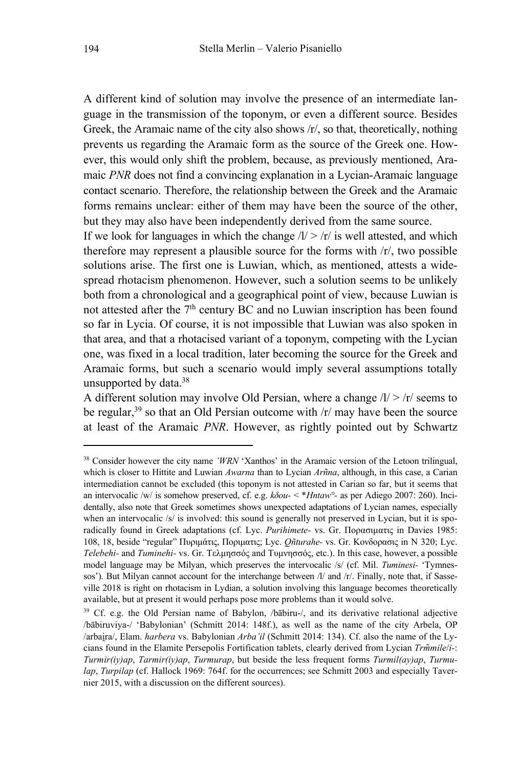A different kind of solution may involve the presence of an intermediate language in the transmission of the toponym, or even a different source. Besides Greek, the Aramaic name of the city also shows /r/, so that, theoretically, nothing prevents us regarding the Aramaic form as the source of the Greek one. However, this would only shift the problem, because, as previously mentioned, Aramaic *PNR* does not find a convincing explanation in a Lycian-Aramaic language contact scenario. Therefore, the relationship between the Greek and the Aramaic forms remains unclear: either of them may have been the source of the other, but they may also have been independently derived from the same source.

If we look for languages in which the change /l/ > /r/ is well attested, and which therefore may represent a plausible source for the forms with /r/, two possible solutions arise. The first one is Luwian, which, as mentioned, attests a widespread rhotacism phenomenon. However, such a solution seems to be unlikely both from a chronological and a geographical point of view, because Luwian is not attested after the 7th century BC and no Luwian inscription has been found so far in Lycia. Of course, it is not impossible that Luwian was also spoken in that area, and that a rhotacised variant of a toponym, competing with the Lycian one, was fixed in a local tradition, later becoming the source for the Greek and Aramaic forms, but such a scenario would imply several assumptions totally unsupported by data.[38]

A different solution may involve Old Persian, where a change /l/ > /r/ seems to be regular,[39] so that an Old Persian outcome with /r/ may have been the source at least of the Aramaic *PNR*. However, as rightly pointed out by Schwartz

---

[38] Consider however the city name *'WRN* 'Xanthos' in the Aramaic version of the Letoon trilingual, which is closer to Hittite and Luwian *Awarna* than to Lycian *Arñna*, although, in this case, a Carian intermediation cannot be excluded (this toponym is not attested in Carian so far, but it seems that an intervocalic /w/ is somehow preserved, cf. e.g. *kδou-* < \**Hntaw°*- as per Adiego 2007: 260). Incidentally, also note that Greek sometimes shows unexpected adaptations of Lycian names, especially when an intervocalic /s/ is involved: this sound is generally not preserved in Lycian, but it is sporadically found in Greek adaptations (cf. Lyc. *Purihimete-* vs. Gr. Πορασιματις in Davies 1985: 108, 18, beside "regular" Πυριμάτις,Ποριματις; Lyc. *Q̃nturahe-* vs. Gr. Κονδορασις in N 320; Lyc. *Telebehi-* and *Tuminehi-* vs. Gr. Τελμησσός and Τυμνησσός, etc.). In this case, however, a possible model language may be Milyan, which preserves the intervocalic /s/ (cf. Mil. *Tuminesi-* 'Tymnessos'). But Milyan cannot account for the interchange between /l/ and /r/. Finally, note that, if Sasseville 2018 is right on rhotacism in Lydian, a solution involving this language becomes theoretically available, but at present it would perhaps pose more problems than it would solve.

[39] Cf. e.g. the Old Persian name of Babylon, /bābiru-/, and its derivative relational adjective /bābiruviya-/ 'Babylonian' (Schmitt 2014: 148f.), as well as the name of the city Arbela, OP /arbai̯ra/, Elam. *harbera* vs. Babylonian *Arba'il* (Schmitt 2014: 134). Cf. also the name of the Lycians found in the Elamite Persepolis Fortification tablets, clearly derived from Lycian *Trm̃mile/i-*: *Turmir(iy)ap*, *Tarmir(iy)ap*, *Turmurap*, but beside the less frequent forms *Turmil(ay)ap*, *Turmulap*, *Turpilap* (cf. Hallock 1969: 764f. for the occurrences; see Schmitt 2003 and especially Tavernier 2015, with a discussion on the different sources).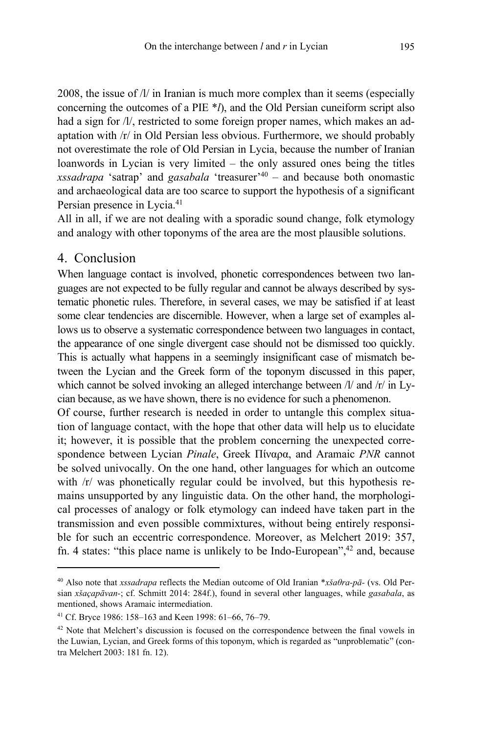2008, the issue of /l/ in Iranian is much more complex than it seems (especially concerning the outcomes of a PIE **l*), and the Old Persian cuneiform script also had a sign for /l/, restricted to some foreign proper names, which makes an adaptation with /r/ in Old Persian less obvious. Furthermore, we should probably not overestimate the role of Old Persian in Lycia, because the number of Iranian loanwords in Lycian is very limited – the only assured ones being the titles *xssadrapa* 'satrap' and *gasabala* 'treasurer'[40] – and because both onomastic and archaeological data are too scarce to support the hypothesis of a significant Persian presence in Lycia.[41]

All in all, if we are not dealing with a sporadic sound change, folk etymology and analogy with other toponyms of the area are the most plausible solutions.

## 4. Conclusion

When language contact is involved, phonetic correspondences between two languages are not expected to be fully regular and cannot be always described by systematic phonetic rules. Therefore, in several cases, we may be satisfied if at least some clear tendencies are discernible. However, when a large set of examples allows us to observe a systematic correspondence between two languages in contact, the appearance of one single divergent case should not be dismissed too quickly. This is actually what happens in a seemingly insignificant case of mismatch between the Lycian and the Greek form of the toponym discussed in this paper, which cannot be solved invoking an alleged interchange between /l/ and /r/ in Lycian because, as we have shown, there is no evidence for such a phenomenon.

Of course, further research is needed in order to untangle this complex situation of language contact, with the hope that other data will help us to elucidate it; however, it is possible that the problem concerning the unexpected correspondence between Lycian *Pinale*, Greek Πίναρα, and Aramaic *PNR* cannot be solved univocally. On the one hand, other languages for which an outcome with /r/ was phonetically regular could be involved, but this hypothesis remains unsupported by any linguistic data. On the other hand, the morphological processes of analogy or folk etymology can indeed have taken part in the transmission and even possible commixtures, without being entirely responsible for such an eccentric correspondence. Moreover, as Melchert 2019: 357, fn. 4 states: "this place name is unlikely to be Indo-European",[42] and, because

---

[40] Also note that *xssadrapa* reflects the Median outcome of Old Iranian **xšaθra-pā-* (vs. Old Persian *xšaçapāvan-*; cf. Schmitt 2014: 284f.), found in several other languages, while *gasabala*, as mentioned, shows Aramaic intermediation.

[41] Cf. Bryce 1986: 158–163 and Keen 1998: 61–66, 76–79.

[42] Note that Melchert's discussion is focused on the correspondence between the final vowels in the Luwian, Lycian, and Greek forms of this toponym, which is regarded as "unproblematic" (contra Melchert 2003: 181 fn. 12).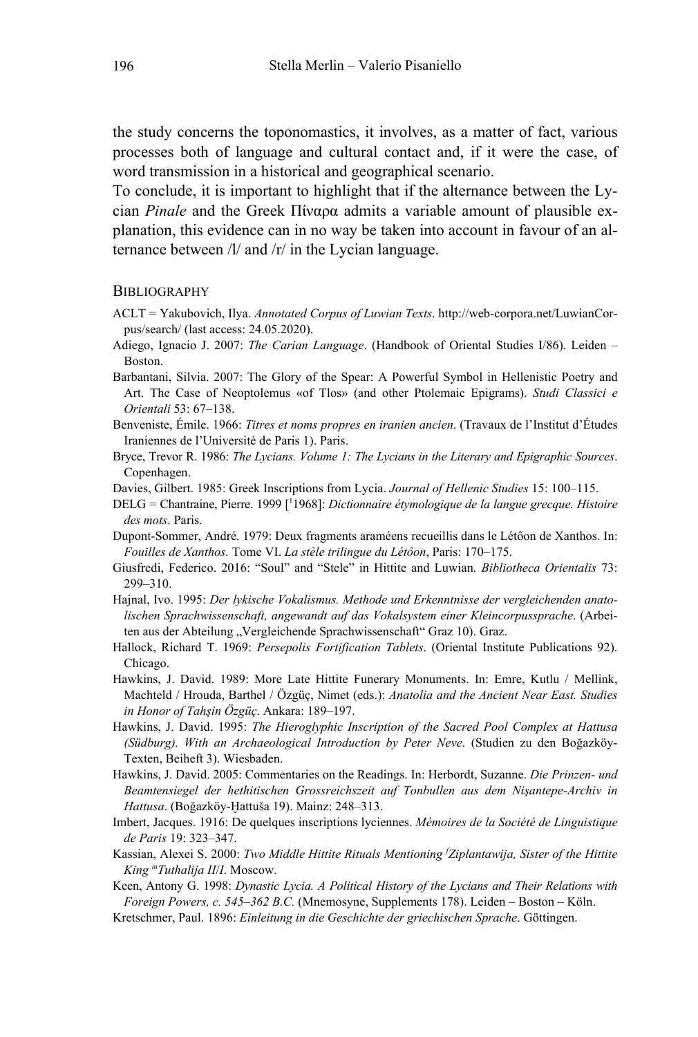the study concerns the toponomastics, it involves, as a matter of fact, various processes both of language and cultural contact and, if it were the case, of word transmission in a historical and geographical scenario.

To conclude, it is important to highlight that if the alternance between the Lycian *Pinale* and the Greek Πίναρα admits a variable amount of plausible explanation, this evidence can in no way be taken into account in favour of an alternance between /l/ and /r/ in the Lycian language.

## Bibliography

ACLT = Yakubovich, Ilya. *Annotated Corpus of Luwian Texts*. http://web-corpora.net/LuwianCorpus/search/ (last access: 24.05.2020).

Adiego, Ignacio J. 2007: *The Carian Language*. (Handbook of Oriental Studies I/86). Leiden – Boston.

Barbantani, Silvia. 2007: The Glory of the Spear: A Powerful Symbol in Hellenistic Poetry and Art. The Case of Neoptolemus «of Tlos» (and other Ptolemaic Epigrams). *Studi Classici e Orientali* 53: 67–138.

Benveniste, Émile. 1966: *Titres et noms propres en iranien ancien*. (Travaux de l'Institut d'Études Iraniennes de l'Université de Paris 1). Paris.

Bryce, Trevor R. 1986: *The Lycians. Volume 1: The Lycians in the Literary and Epigraphic Sources*. Copenhagen.

Davies, Gilbert. 1985: Greek Inscriptions from Lycia. *Journal of Hellenic Studies* 15: 100–115.

DELG = Chantraine, Pierre. 1999 [[1]1968]: *Dictionnaire étymologique de la langue grecque. Histoire des mots*. Paris.

Dupont-Sommer, André. 1979: Deux fragments araméens recueillis dans le Létôon de Xanthos. In: *Fouilles de Xanthos.* Tome VI. *La stèle trilingue du Létôon*, Paris: 170–175.

Giusfredi, Federico. 2016: "Soul" and "Stele" in Hittite and Luwian. *Bibliotheca Orientalis* 73: 299–310.

Hajnal, Ivo. 1995: *Der lykische Vokalismus. Methode und Erkenntnisse der vergleichenden anatolischen Sprachwissenschaft, angewandt auf das Vokalsystem einer Kleincorpussprache*. (Arbeiten aus der Abteilung „Vergleichende Sprachwissenschaft" Graz 10). Graz.

Hallock, Richard T. 1969: *Persepolis Fortification Tablets*. (Oriental Institute Publications 92). Chicago.

Hawkins, J. David. 1989: More Late Hittite Funerary Monuments. In: Emre, Kutlu / Mellink, Machteld / Hrouda, Barthel / Özgüç, Nimet (eds.): *Anatolia and the Ancient Near East. Studies in Honor of Tahşin Özgüç*. Ankara: 189–197.

Hawkins, J. David. 1995: *The Hieroglyphic Inscription of the Sacred Pool Complex at Hattusa (Südburg). With an Archaeological Introduction by Peter Neve*. (Studien zu den Boğazköy-Texten, Beiheft 3). Wiesbaden.

Hawkins, J. David. 2005: Commentaries on the Readings. In: Herbordt, Suzanne. *Die Prinzen- und Beamtensiegel der hethitischen Grossreichszeit auf Tonbullen aus dem Nişantepe-Archiv in Hattusa*. (Boğazköy-Ḫattuša 19). Mainz: 248–313.

Imbert, Jacques. 1916: De quelques inscriptions lyciennes. *Mémoires de la Société de Linguistique de Paris* 19: 323–347.

Kassian, Alexei S. 2000: *Two Middle Hittite Rituals Mentioning [f]Ziplantawija, Sister of the Hittite King [m]Tuthalija II/I*. Moscow.

Keen, Antony G. 1998: *Dynastic Lycia. A Political History of the Lycians and Their Relations with Foreign Powers, c. 545–362 B.C.* (Mnemosyne, Supplements 178). Leiden – Boston – Köln.

Kretschmer, Paul. 1896: *Einleitung in die Geschichte der griechischen Sprache*. Göttingen.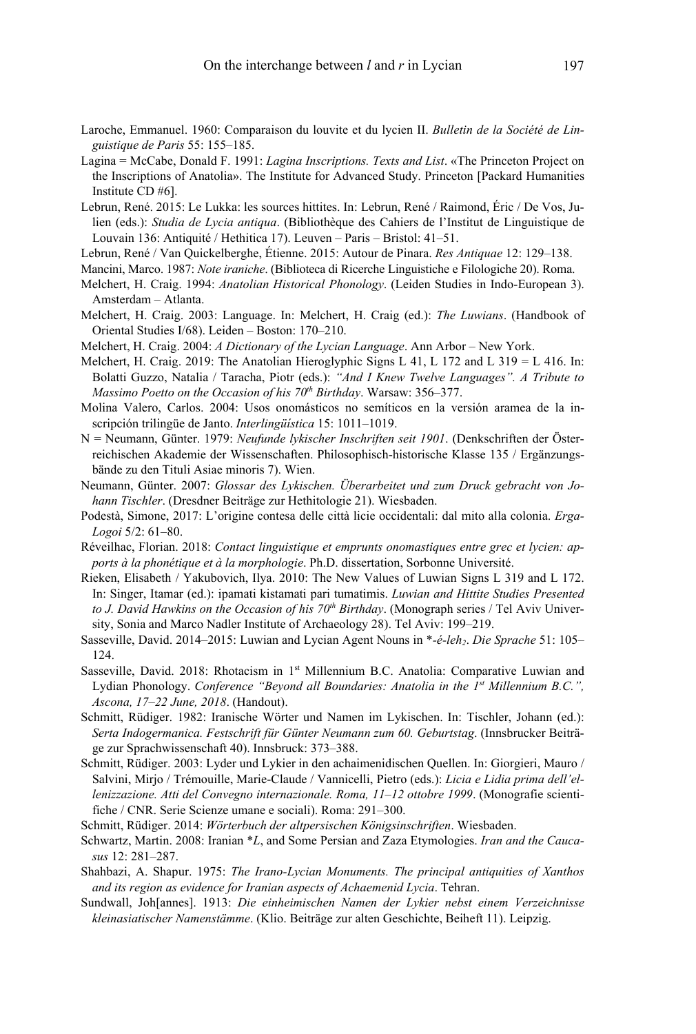Laroche, Emmanuel. 1960: Comparaison du louvite et du lycien II. *Bulletin de la Société de Linguistique de Paris* 55: 155–185.

Lagina = McCabe, Donald F. 1991: *Lagina Inscriptions. Texts and List*. «The Princeton Project on the Inscriptions of Anatolia». The Institute for Advanced Study. Princeton [Packard Humanities Institute CD #6].

Lebrun, René. 2015: Le Lukka: les sources hittites. In: Lebrun, René / Raimond, Éric / De Vos, Julien (eds.): *Studia de Lycia antiqua*. (Bibliothèque des Cahiers de l'Institut de Linguistique de Louvain 136: Antiquité / Hethitica 17). Leuven – Paris – Bristol: 41–51.

Lebrun, René / Van Quickelberghe, Étienne. 2015: Autour de Pinara. *Res Antiquae* 12: 129–138.

Mancini, Marco. 1987: *Note iraniche*. (Biblioteca di Ricerche Linguistiche e Filologiche 20). Roma.

Melchert, H. Craig. 1994: *Anatolian Historical Phonology*. (Leiden Studies in Indo-European 3). Amsterdam – Atlanta.

Melchert, H. Craig. 2003: Language. In: Melchert, H. Craig (ed.): *The Luwians*. (Handbook of Oriental Studies I/68). Leiden – Boston: 170–210.

Melchert, H. Craig. 2004: *A Dictionary of the Lycian Language*. Ann Arbor – New York.

Melchert, H. Craig. 2019: The Anatolian Hieroglyphic Signs L 41, L 172 and L 319 = L 416. In: Bolatti Guzzo, Natalia / Taracha, Piotr (eds.): *"And I Knew Twelve Languages". A Tribute to Massimo Poetto on the Occasion of his 70th Birthday*. Warsaw: 356–377.

Molina Valero, Carlos. 2004: Usos onomásticos no semíticos en la versión aramea de la inscripción trilingüe de Janto. *Interlingüística* 15: 1011–1019.

N = Neumann, Günter. 1979: *Neufunde lykischer Inschriften seit 1901*. (Denkschriften der Österreichischen Akademie der Wissenschaften. Philosophisch-historische Klasse 135 / Ergänzungsbände zu den Tituli Asiae minoris 7). Wien.

Neumann, Günter. 2007: *Glossar des Lykischen. Überarbeitet und zum Druck gebracht von Johann Tischler*. (Dresdner Beiträge zur Hethitologie 21). Wiesbaden.

Podestà, Simone, 2017: L'origine contesa delle città licie occidentali: dal mito alla colonia. *Erga-Logoi* 5/2: 61–80.

Réveilhac, Florian. 2018: *Contact linguistique et emprunts onomastiques entre grec et lycien: apports à la phonétique et à la morphologie*. Ph.D. dissertation, Sorbonne Université.

Rieken, Elisabeth / Yakubovich, Ilya. 2010: The New Values of Luwian Signs L 319 and L 172. In: Singer, Itamar (ed.): ipamati kistamati pari tumatimis. *Luwian and Hittite Studies Presented to J. David Hawkins on the Occasion of his 70th Birthday*. (Monograph series / Tel Aviv University, Sonia and Marco Nadler Institute of Archaeology 28). Tel Aviv: 199–219.

Sasseville, David. 2014–2015: Luwian and Lycian Agent Nouns in *-*é-leh*$_2$. *Die Sprache* 51: 105–124.

Sasseville, David. 2018: Rhotacism in 1st Millennium B.C. Anatolia: Comparative Luwian and Lydian Phonology. *Conference "Beyond all Boundaries: Anatolia in the 1st Millennium B.C.", Ascona, 17–22 June, 2018*. (Handout).

Schmitt, Rüdiger. 1982: Iranische Wörter und Namen im Lykischen. In: Tischler, Johann (ed.): *Serta Indogermanica. Festschrift für Günter Neumann zum 60. Geburtstag*. (Innsbrucker Beiträge zur Sprachwissenschaft 40). Innsbruck: 373–388.

Schmitt, Rüdiger. 2003: Lyder und Lykier in den achaimenidischen Quellen. In: Giorgieri, Mauro / Salvini, Mirjo / Trémouille, Marie-Claude / Vannicelli, Pietro (eds.): *Licia e Lidia prima dell'ellenizzazione. Atti del Convegno internazionale. Roma, 11–12 ottobre 1999*. (Monografie scientifiche / CNR. Serie Scienze umane e sociali). Roma: 291–300.

Schmitt, Rüdiger. 2014: *Wörterbuch der altpersischen Königsinschriften*. Wiesbaden.

Schwartz, Martin. 2008: Iranian *\*L*, and Some Persian and Zaza Etymologies. *Iran and the Caucasus* 12: 281–287.

Shahbazi, A. Shapur. 1975: *The Irano-Lycian Monuments. The principal antiquities of Xanthos and its region as evidence for Iranian aspects of Achaemenid Lycia*. Tehran.

Sundwall, Joh[annes]. 1913: *Die einheimischen Namen der Lykier nebst einem Verzeichnisse kleinasiatischer Namenstämme*. (Klio. Beiträge zur alten Geschichte, Beiheft 11). Leipzig.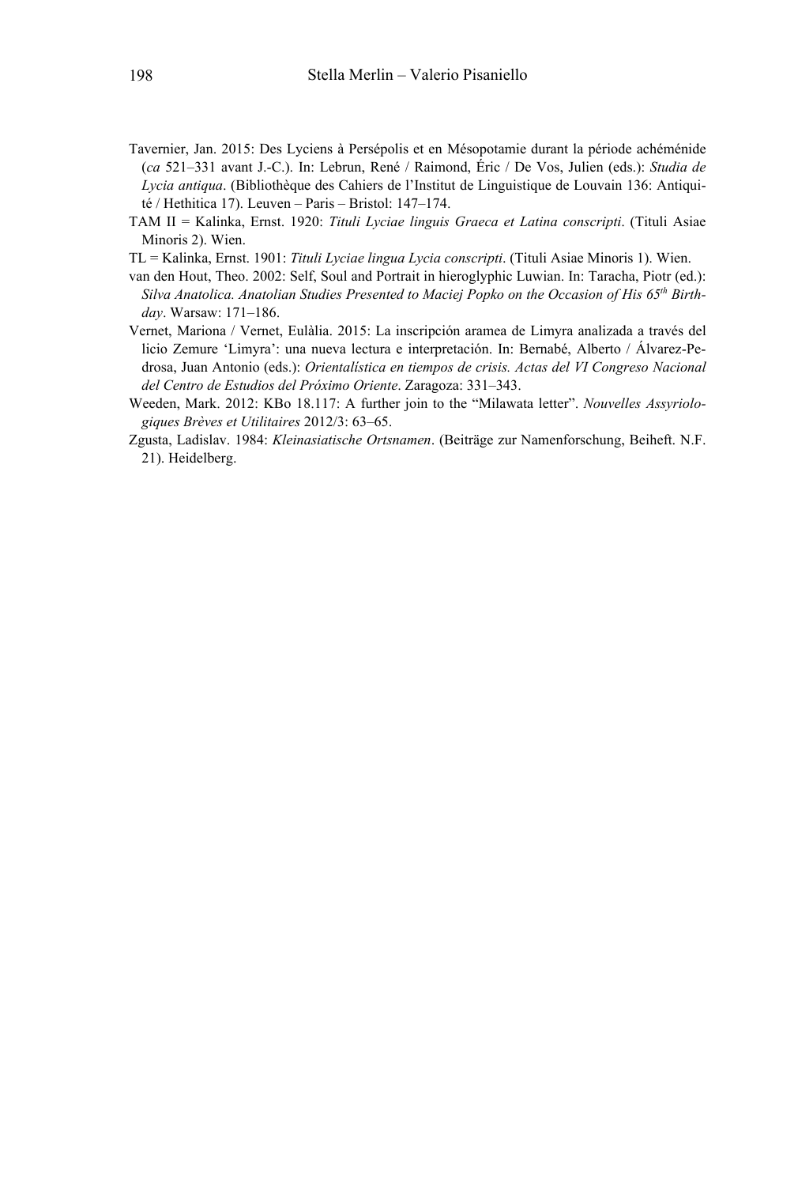Tavernier, Jan. 2015: Des Lyciens à Persépolis et en Mésopotamie durant la période achéménide (*ca* 521–331 avant J.-C.). In: Lebrun, René / Raimond, Éric / De Vos, Julien (eds.): *Studia de Lycia antiqua*. (Bibliothèque des Cahiers de l'Institut de Linguistique de Louvain 136: Antiquité / Hethitica 17). Leuven – Paris – Bristol: 147–174.

TAM II = Kalinka, Ernst. 1920: *Tituli Lyciae linguis Graeca et Latina conscripti*. (Tituli Asiae Minoris 2). Wien.

TL = Kalinka, Ernst. 1901: *Tituli Lyciae lingua Lycia conscripti*. (Tituli Asiae Minoris 1). Wien.

van den Hout, Theo. 2002: Self, Soul and Portrait in hieroglyphic Luwian. In: Taracha, Piotr (ed.): *Silva Anatolica. Anatolian Studies Presented to Maciej Popko on the Occasion of His 65th Birthday*. Warsaw: 171–186.

Vernet, Mariona / Vernet, Eulàlia. 2015: La inscripción aramea de Limyra analizada a través del licio Zemure 'Limyra': una nueva lectura e interpretación. In: Bernabé, Alberto / Álvarez-Pedrosa, Juan Antonio (eds.): *Orientalística en tiempos de crisis. Actas del VI Congreso Nacional del Centro de Estudios del Próximo Oriente*. Zaragoza: 331–343.

Weeden, Mark. 2012: KBo 18.117: A further join to the "Milawata letter". *Nouvelles Assyriologiques Brèves et Utilitaires* 2012/3: 63–65.

Zgusta, Ladislav. 1984: *Kleinasiatische Ortsnamen*. (Beiträge zur Namenforschung, Beiheft. N.F. 21). Heidelberg.